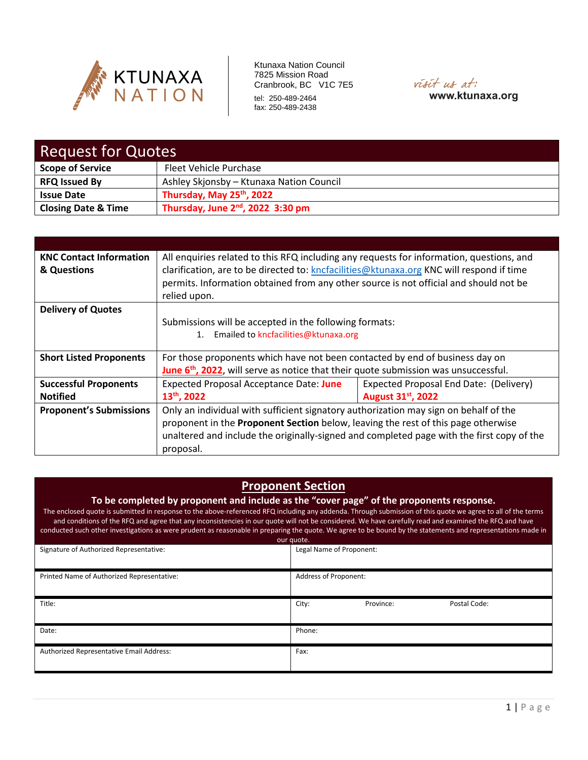KTUNAXA NATION

Ktunaxa Nation Council
7825 Mission Road
Cranbrook, BC V1C 7E5
tel: 250-489-2464
fax: 250-489-2438

visit us at:
www.ktunaxa.org

# Request for Quotes

| | |
|---|---|
| **Scope of Service** | Fleet Vehicle Purchase |
| **RFQ Issued By** | Ashley Skjonsby – Ktunaxa Nation Council |
| **Issue Date** | **Thursday, May 25th, 2022** |
| **Closing Date & Time** | **Thursday, June 2nd, 2022 3:30 pm** |

| | | |
|---|---|---|
| **KNC Contact Information & Questions** | All enquiries related to this RFQ including any requests for information, questions, and clarification, are to be directed to: kncfacilities@ktunaxa.org KNC will respond if time permits. Information obtained from any other source is not official and should not be relied upon. | |
| **Delivery of Quotes** | Submissions will be accepted in the following formats: 1. Emailed to kncfacilities@ktunaxa.org | |
| **Short Listed Proponents** | For those proponents which have not been contacted by end of business day on **June 6th, 2022**, will serve as notice that their quote submission was unsuccessful. | |
| **Successful Proponents Notified** | Expected Proposal Acceptance Date: **June 13th, 2022** | Expected Proposal End Date: (Delivery) **August 31st, 2022** |
| **Proponent's Submissions** | Only an individual with sufficient signatory authorization may sign on behalf of the proponent in the **Proponent Section** below, leaving the rest of this page otherwise unaltered and include the originally-signed and completed page with the first copy of the proposal. | |

## Proponent Section

**To be completed by proponent and include as the "cover page" of the proponents response.**

The enclosed quote is submitted in response to the above-referenced RFQ including any addenda. Through submission of this quote we agree to all of the terms and conditions of the RFQ and agree that any inconsistencies in our quote will not be considered. We have carefully read and examined the RFQ and have conducted such other investigations as were prudent as reasonable in preparing the quote. We agree to be bound by the statements and representations made in our quote.

| | |
|---|---|
| Signature of Authorized Representative: | Legal Name of Proponent: |
| Printed Name of Authorized Representative: | Address of Proponent: |
| Title: | City: Province: Postal Code: |
| Date: | Phone: |
| Authorized Representative Email Address: | Fax: |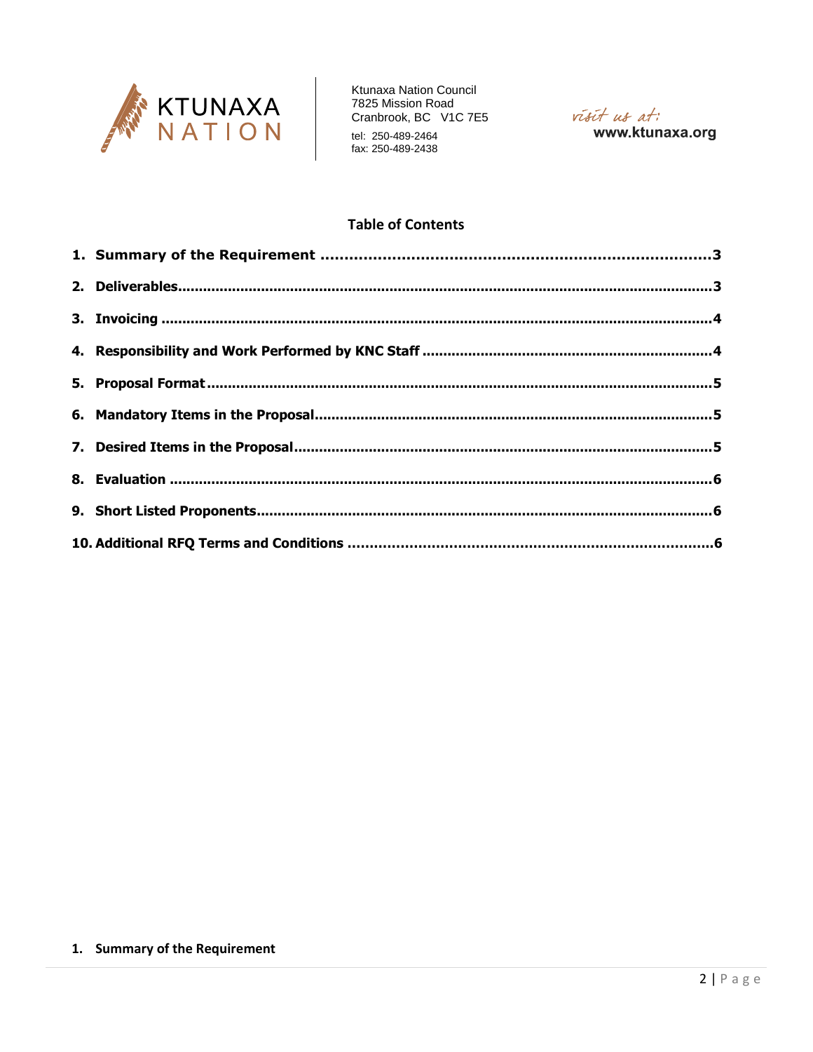Ktunaxa Nation Council
7825 Mission Road
Cranbrook, BC V1C 7E5
tel: 250-489-2464
fax: 250-489-2438

visit us at:
**www.ktunaxa.org**

## Table of Contents

1. **Summary of the Requirement** ........ 3
2. **Deliverables** ........ 3
3. **Invoicing** ........ 4
4. **Responsibility and Work Performed by KNC Staff** ........ 4
5. **Proposal Format** ........ 5
6. **Mandatory Items in the Proposal** ........ 5
7. **Desired Items in the Proposal** ........ 5
8. **Evaluation** ........ 6
9. **Short Listed Proponents** ........ 6
10. **Additional RFQ Terms and Conditions** ........ 6

## 1. Summary of the Requirement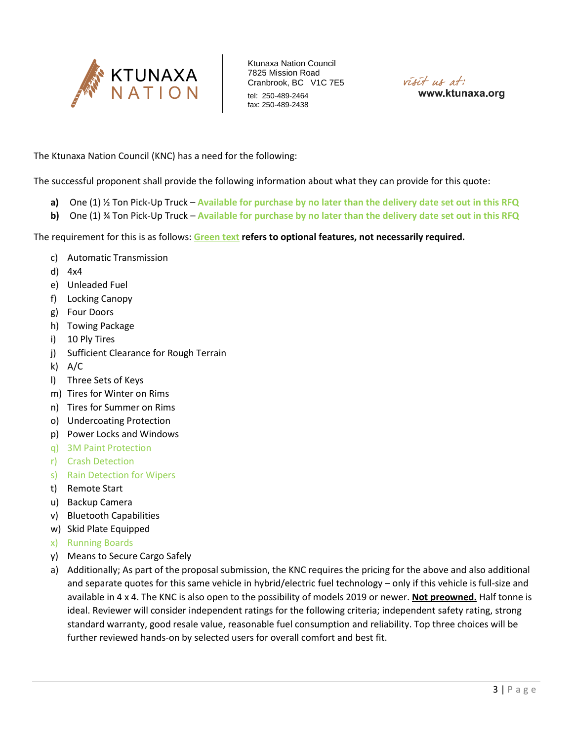Ktunaxa Nation Council
7825 Mission Road
Cranbrook, BC V1C 7E5
tel: 250-489-2464
fax: 250-489-2438

visit us at:
**www.ktunaxa.org**

The Ktunaxa Nation Council (KNC) has a need for the following:

The successful proponent shall provide the following information about what they can provide for this quote:

**a)** One (1) ½ Ton Pick-Up Truck – **Available for purchase by no later than the delivery date set out in this RFQ**
**b)** One (1) ¾ Ton Pick-Up Truck – **Available for purchase by no later than the delivery date set out in this RFQ**

The requirement for this is as follows: **Green text refers to optional features, not necessarily required.**

c) Automatic Transmission
d) 4x4
e) Unleaded Fuel
f) Locking Canopy
g) Four Doors
h) Towing Package
i) 10 Ply Tires
j) Sufficient Clearance for Rough Terrain
k) A/C
l) Three Sets of Keys
m) Tires for Winter on Rims
n) Tires for Summer on Rims
o) Undercoating Protection
p) Power Locks and Windows
q) 3M Paint Protection
r) Crash Detection
s) Rain Detection for Wipers
t) Remote Start
u) Backup Camera
v) Bluetooth Capabilities
w) Skid Plate Equipped
x) Running Boards
y) Means to Secure Cargo Safely
a) Additionally; As part of the proposal submission, the KNC requires the pricing for the above and also additional and separate quotes for this same vehicle in hybrid/electric fuel technology – only if this vehicle is full-size and available in 4 x 4. The KNC is also open to the possibility of models 2019 or newer. **Not preowned.** Half tonne is ideal. Reviewer will consider independent ratings for the following criteria; independent safety rating, strong standard warranty, good resale value, reasonable fuel consumption and reliability. Top three choices will be further reviewed hands-on by selected users for overall comfort and best fit.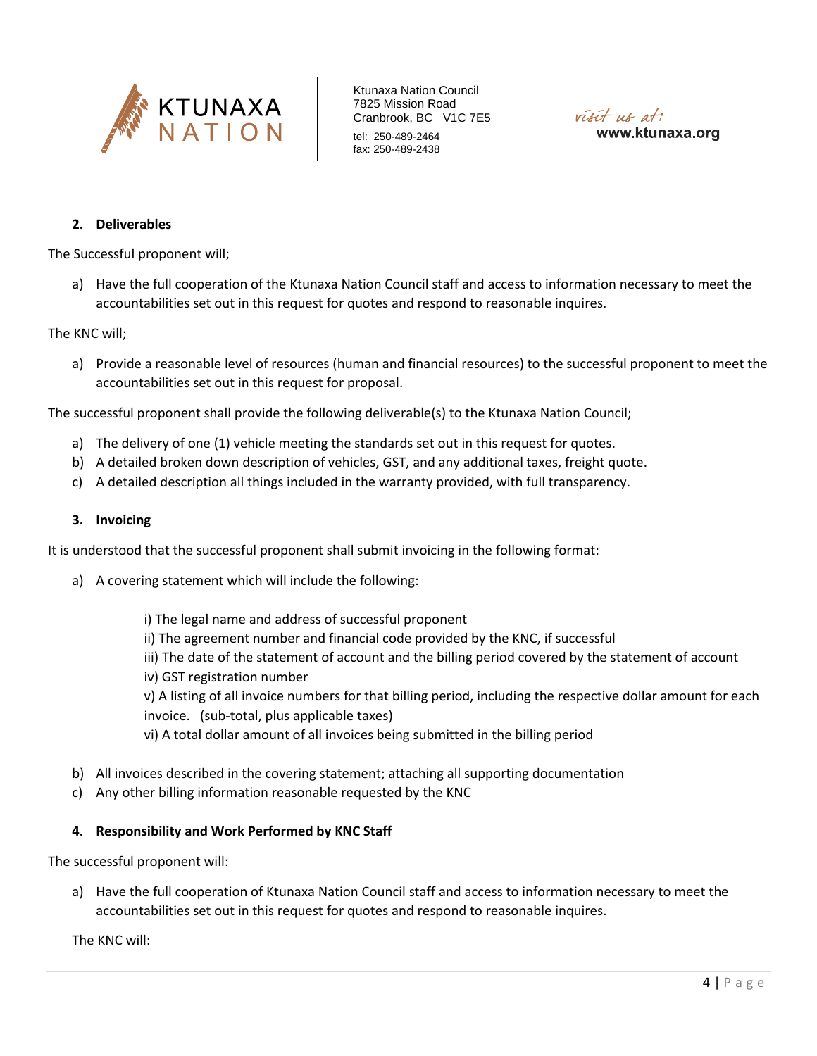**2. Deliverables**

The Successful proponent will;

a) Have the full cooperation of the Ktunaxa Nation Council staff and access to information necessary to meet the accountabilities set out in this request for quotes and respond to reasonable inquires.

The KNC will;

a) Provide a reasonable level of resources (human and financial resources) to the successful proponent to meet the accountabilities set out in this request for proposal.

The successful proponent shall provide the following deliverable(s) to the Ktunaxa Nation Council;

a) The delivery of one (1) vehicle meeting the standards set out in this request for quotes.
b) A detailed broken down description of vehicles, GST, and any additional taxes, freight quote.
c) A detailed description all things included in the warranty provided, with full transparency.

**3. Invoicing**

It is understood that the successful proponent shall submit invoicing in the following format:

a) A covering statement which will include the following:

   i) The legal name and address of successful proponent
   ii) The agreement number and financial code provided by the KNC, if successful
   iii) The date of the statement of account and the billing period covered by the statement of account
   iv) GST registration number
   v) A listing of all invoice numbers for that billing period, including the respective dollar amount for each invoice. (sub-total, plus applicable taxes)
   vi) A total dollar amount of all invoices being submitted in the billing period

b) All invoices described in the covering statement; attaching all supporting documentation
c) Any other billing information reasonable requested by the KNC

**4. Responsibility and Work Performed by KNC Staff**

The successful proponent will:

a) Have the full cooperation of Ktunaxa Nation Council staff and access to information necessary to meet the accountabilities set out in this request for quotes and respond to reasonable inquires.

The KNC will: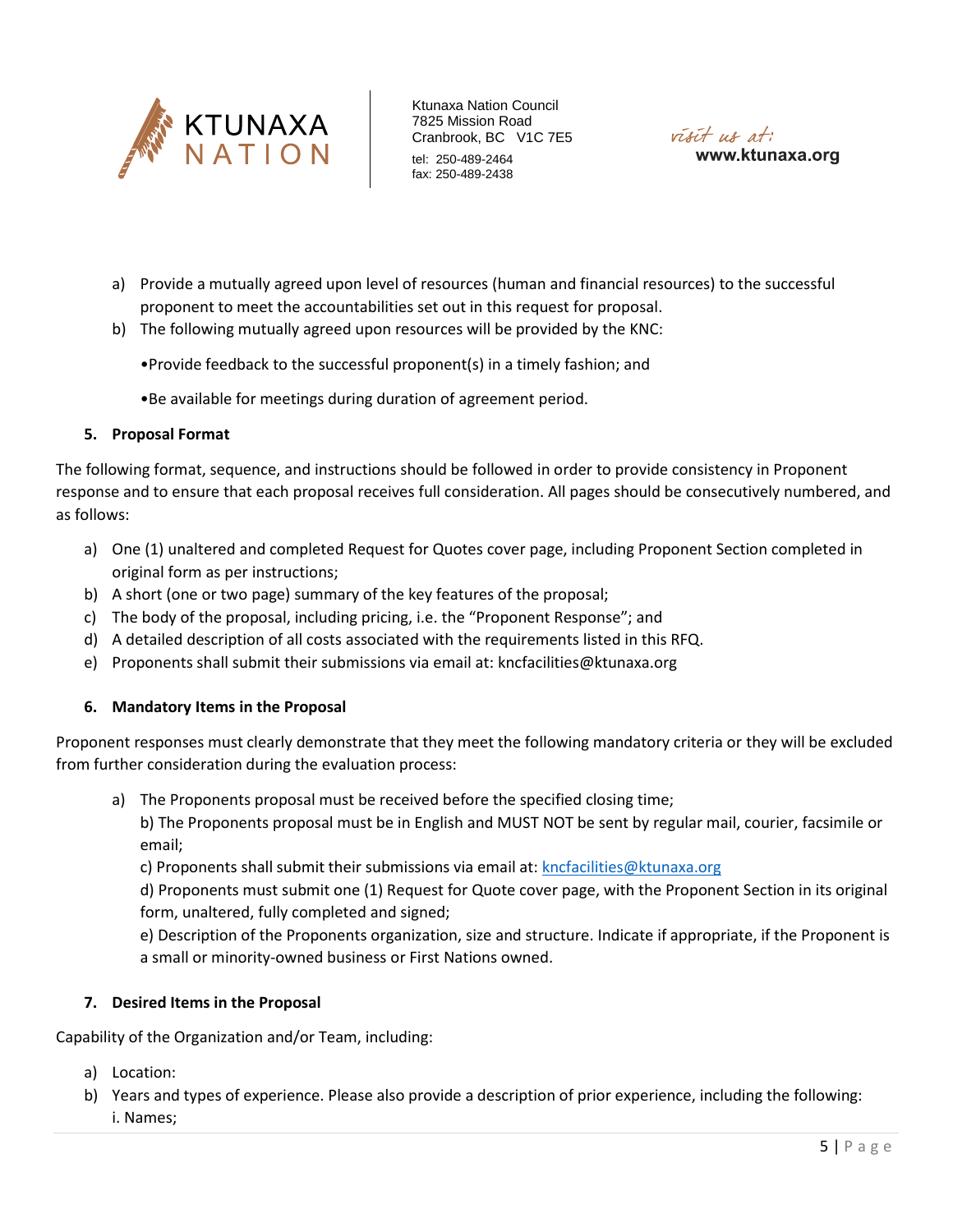a) Provide a mutually agreed upon level of resources (human and financial resources) to the successful proponent to meet the accountabilities set out in this request for proposal.
b) The following mutually agreed upon resources will be provided by the KNC:

•Provide feedback to the successful proponent(s) in a timely fashion; and

•Be available for meetings during duration of agreement period.

### 5. Proposal Format

The following format, sequence, and instructions should be followed in order to provide consistency in Proponent response and to ensure that each proposal receives full consideration. All pages should be consecutively numbered, and as follows:

a) One (1) unaltered and completed Request for Quotes cover page, including Proponent Section completed in original form as per instructions;
b) A short (one or two page) summary of the key features of the proposal;
c) The body of the proposal, including pricing, i.e. the "Proponent Response"; and
d) A detailed description of all costs associated with the requirements listed in this RFQ.
e) Proponents shall submit their submissions via email at: kncfacilities@ktunaxa.org

### 6. Mandatory Items in the Proposal

Proponent responses must clearly demonstrate that they meet the following mandatory criteria or they will be excluded from further consideration during the evaluation process:

a) The Proponents proposal must be received before the specified closing time;
b) The Proponents proposal must be in English and MUST NOT be sent by regular mail, courier, facsimile or email;
c) Proponents shall submit their submissions via email at: kncfacilities@ktunaxa.org
d) Proponents must submit one (1) Request for Quote cover page, with the Proponent Section in its original form, unaltered, fully completed and signed;
e) Description of the Proponents organization, size and structure. Indicate if appropriate, if the Proponent is a small or minority-owned business or First Nations owned.

### 7. Desired Items in the Proposal

Capability of the Organization and/or Team, including:

a) Location:
b) Years and types of experience. Please also provide a description of prior experience, including the following:
   i. Names;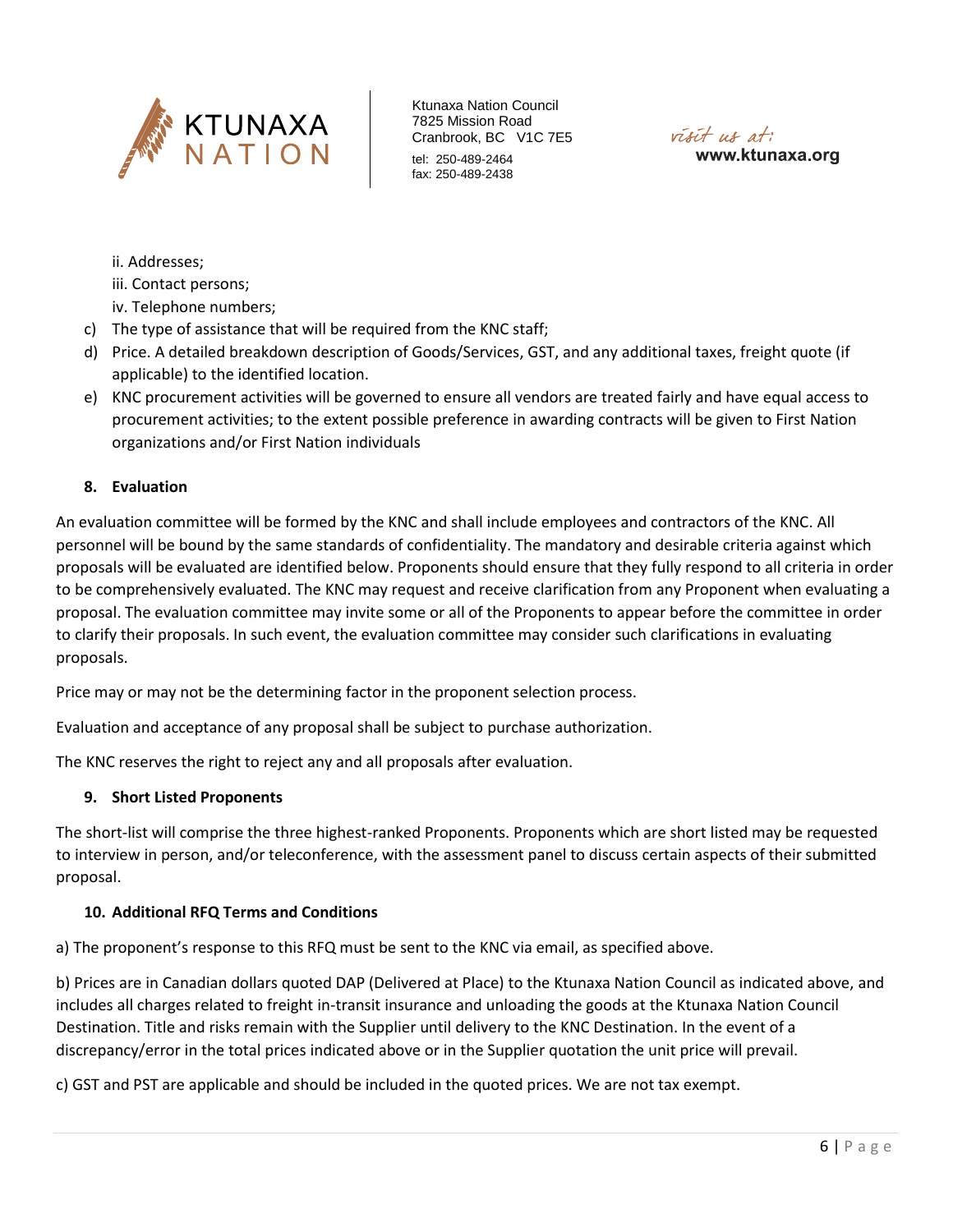ii. Addresses;
iii. Contact persons;
iv. Telephone numbers;

c) The type of assistance that will be required from the KNC staff;

d) Price. A detailed breakdown description of Goods/Services, GST, and any additional taxes, freight quote (if applicable) to the identified location.

e) KNC procurement activities will be governed to ensure all vendors are treated fairly and have equal access to procurement activities; to the extent possible preference in awarding contracts will be given to First Nation organizations and/or First Nation individuals

**8. Evaluation**

An evaluation committee will be formed by the KNC and shall include employees and contractors of the KNC. All personnel will be bound by the same standards of confidentiality. The mandatory and desirable criteria against which proposals will be evaluated are identified below. Proponents should ensure that they fully respond to all criteria in order to be comprehensively evaluated. The KNC may request and receive clarification from any Proponent when evaluating a proposal. The evaluation committee may invite some or all of the Proponents to appear before the committee in order to clarify their proposals. In such event, the evaluation committee may consider such clarifications in evaluating proposals.

Price may or may not be the determining factor in the proponent selection process.

Evaluation and acceptance of any proposal shall be subject to purchase authorization.

The KNC reserves the right to reject any and all proposals after evaluation.

**9. Short Listed Proponents**

The short-list will comprise the three highest-ranked Proponents. Proponents which are short listed may be requested to interview in person, and/or teleconference, with the assessment panel to discuss certain aspects of their submitted proposal.

**10. Additional RFQ Terms and Conditions**

a) The proponent's response to this RFQ must be sent to the KNC via email, as specified above.

b) Prices are in Canadian dollars quoted DAP (Delivered at Place) to the Ktunaxa Nation Council as indicated above, and includes all charges related to freight in-transit insurance and unloading the goods at the Ktunaxa Nation Council Destination. Title and risks remain with the Supplier until delivery to the KNC Destination. In the event of a discrepancy/error in the total prices indicated above or in the Supplier quotation the unit price will prevail.

c) GST and PST are applicable and should be included in the quoted prices. We are not tax exempt.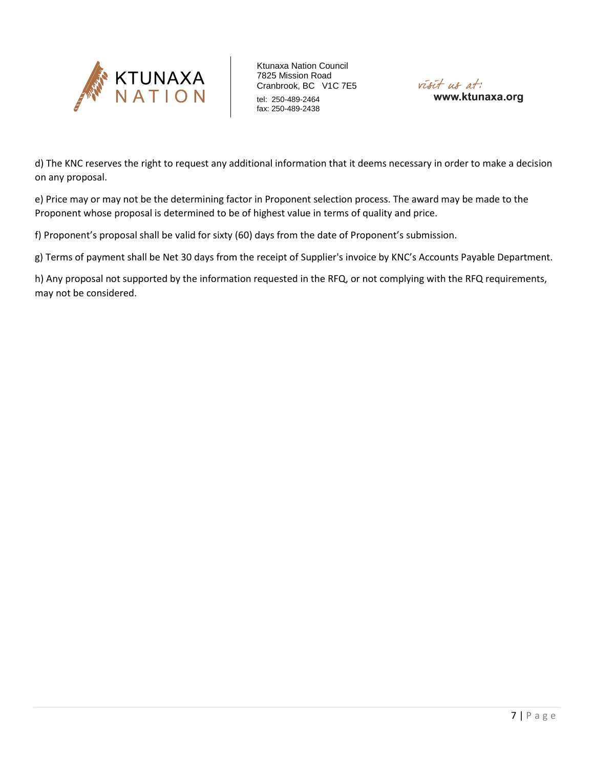d) The KNC reserves the right to request any additional information that it deems necessary in order to make a decision on any proposal.

e) Price may or may not be the determining factor in Proponent selection process. The award may be made to the Proponent whose proposal is determined to be of highest value in terms of quality and price.

f) Proponent's proposal shall be valid for sixty (60) days from the date of Proponent's submission.

g) Terms of payment shall be Net 30 days from the receipt of Supplier's invoice by KNC's Accounts Payable Department.

h) Any proposal not supported by the information requested in the RFQ, or not complying with the RFQ requirements, may not be considered.